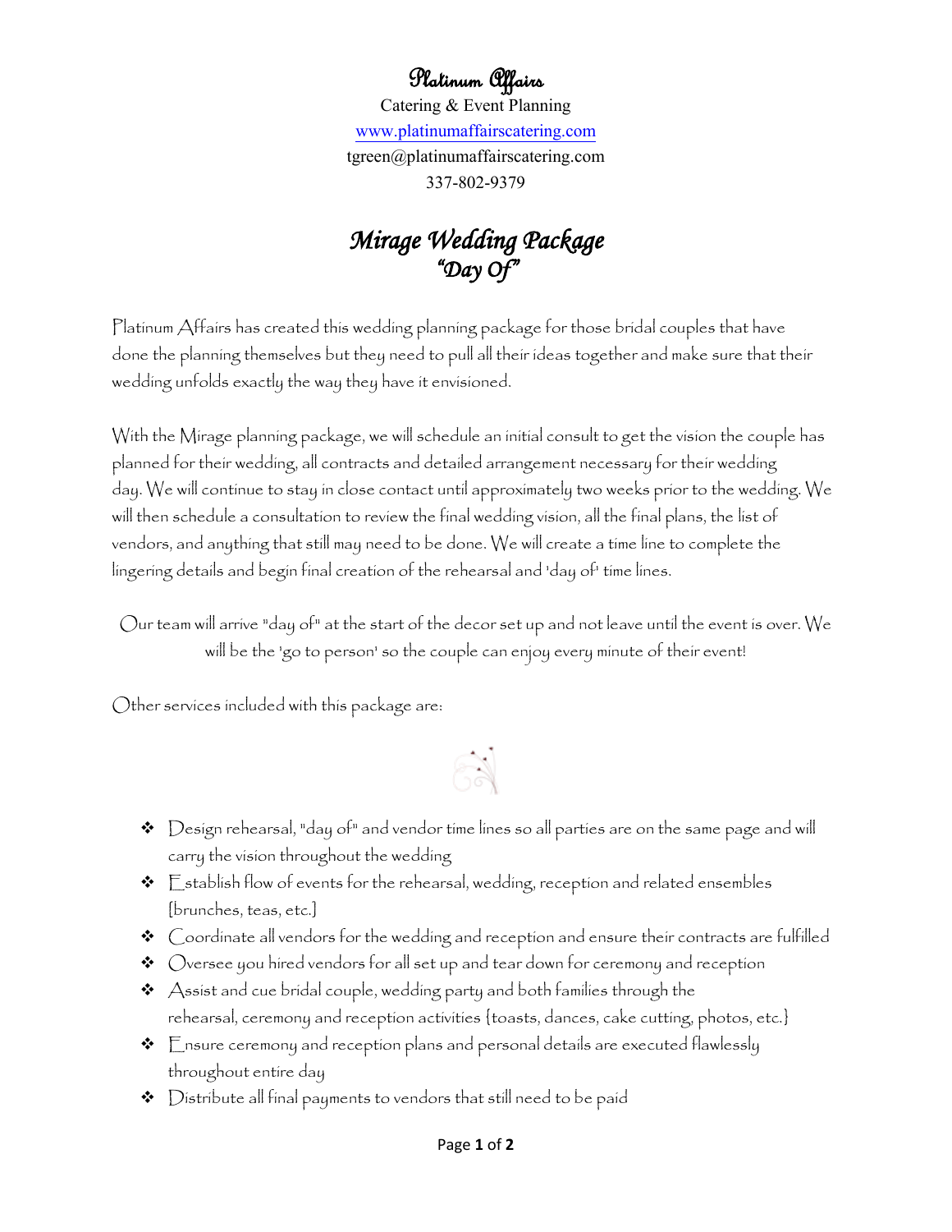# Platinum Affairs

Catering & Event Planning

www.platinumaffairscatering.com

tgreen@platinumaffairscatering.com

337-802-9379

## *Mirage Wedding Package*
## *"Day Of"*

Platinum Affairs has created this wedding planning package for those bridal couples that have done the planning themselves but they need to pull all their ideas together and make sure that their wedding unfolds exactly the way they have it envisioned.

With the Mirage planning package, we will schedule an initial consult to get the vision the couple has planned for their wedding, all contracts and detailed arrangement necessary for their wedding day. We will continue to stay in close contact until approximately two weeks prior to the wedding. We will then schedule a consultation to review the final wedding vision, all the final plans, the list of vendors, and anything that still may need to be done. We will create a time line to complete the lingering details and begin final creation of the rehearsal and 'day of' time lines.

Our team will arrive "day of" at the start of the decor set up and not leave until the event is over. We will be the 'go to person' so the couple can enjoy every minute of their event!

Other services included with this package are:

- Design rehearsal, "day of" and vendor time lines so all parties are on the same page and will carry the vision throughout the wedding
- Establish flow of events for the rehearsal, wedding, reception and related ensembles [brunches, teas, etc.]
- Coordinate all vendors for the wedding and reception and ensure their contracts are fulfilled
- Oversee you hired vendors for all set up and tear down for ceremony and reception
- Assist and cue bridal couple, wedding party and both families through the rehearsal, ceremony and reception activities {toasts, dances, cake cutting, photos, etc.}
- Ensure ceremony and reception plans and personal details are executed flawlessly throughout entire day
- Distribute all final payments to vendors that still need to be paid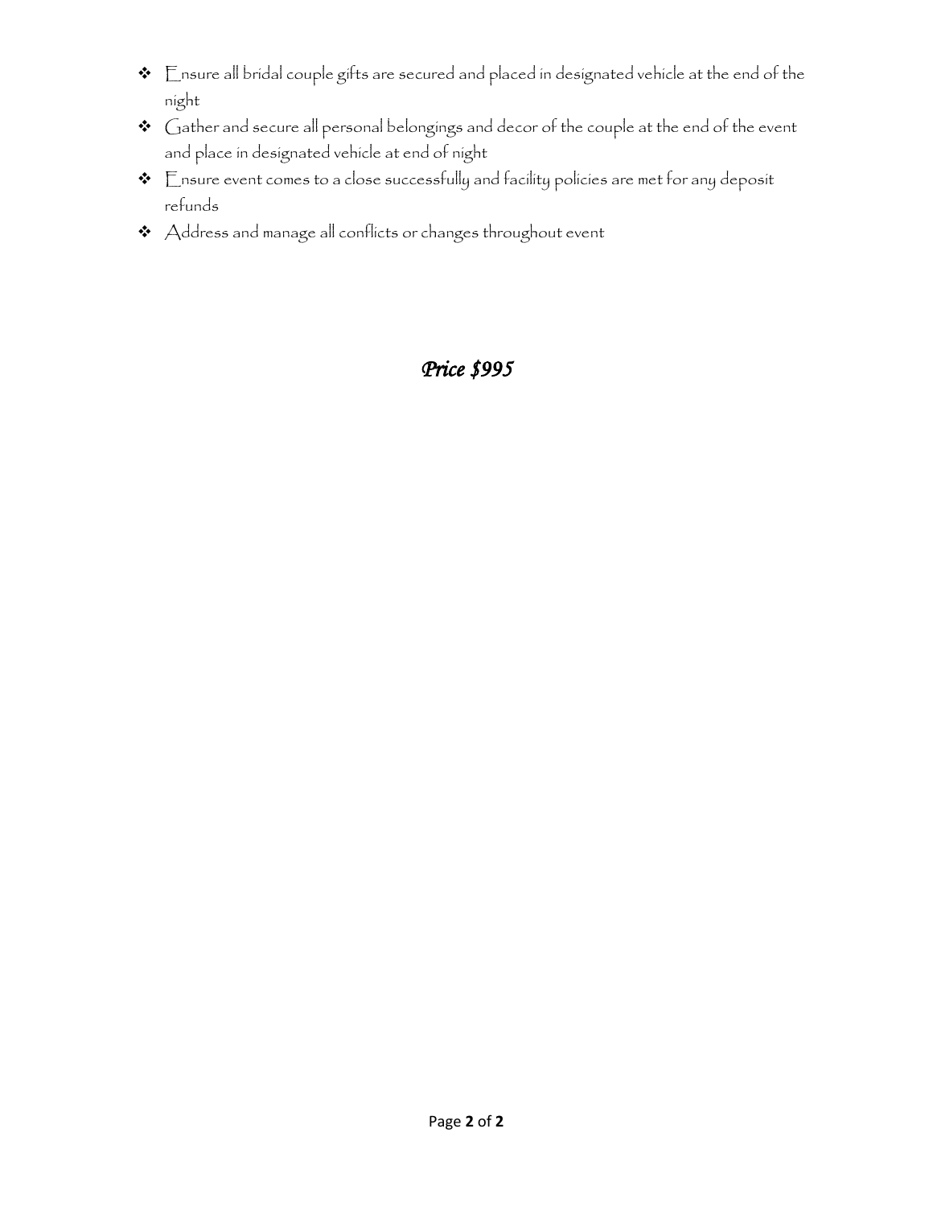- Ensure all bridal couple gifts are secured and placed in designated vehicle at the end of the night
- Gather and secure all personal belongings and decor of the couple at the end of the event and place in designated vehicle at end of night
- Ensure event comes to a close successfully and facility policies are met for any deposit refunds
- Address and manage all conflicts or changes throughout event

*Price $995*